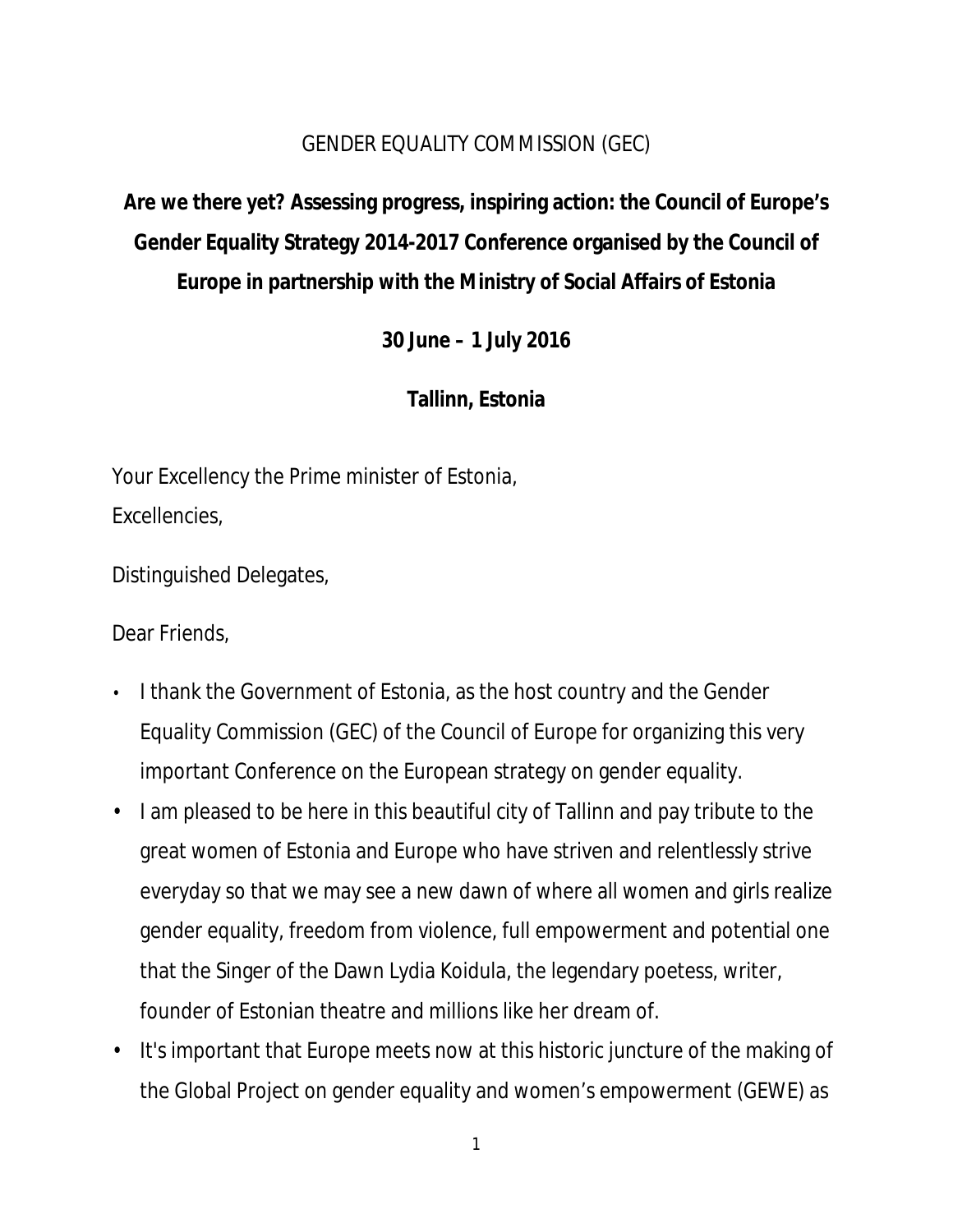GENDER EQUALITY COMMISSION (GEC)

**Are we there yet? Assessing progress, inspiring action: the Council of Europe's Gender Equality Strategy 2014-2017 Conference organised by the Council of Europe in partnership with the Ministry of Social Affairs of Estonia**

**30 June – 1 July 2016**

**Tallinn, Estonia**

Your Excellency the Prime minister of Estonia,

Excellencies,

Distinguished Delegates,

Dear Friends,

- I thank the Government of Estonia, as the host country and the Gender Equality Commission (GEC) of the Council of Europe for organizing this very important Conference on the European strategy on gender equality.
- I am pleased to be here in this beautiful city of Tallinn and pay tribute to the great women of Estonia and Europe who have striven and relentlessly strive everyday so that we may see a new dawn of where all women and girls realize gender equality, freedom from violence, full empowerment and potential one that the Singer of the Dawn Lydia Koidula, the legendary poetess, writer, founder of Estonian theatre and millions like her dream of.
- It's important that Europe meets now at this historic juncture of the making of the Global Project on gender equality and women's empowerment (GEWE) as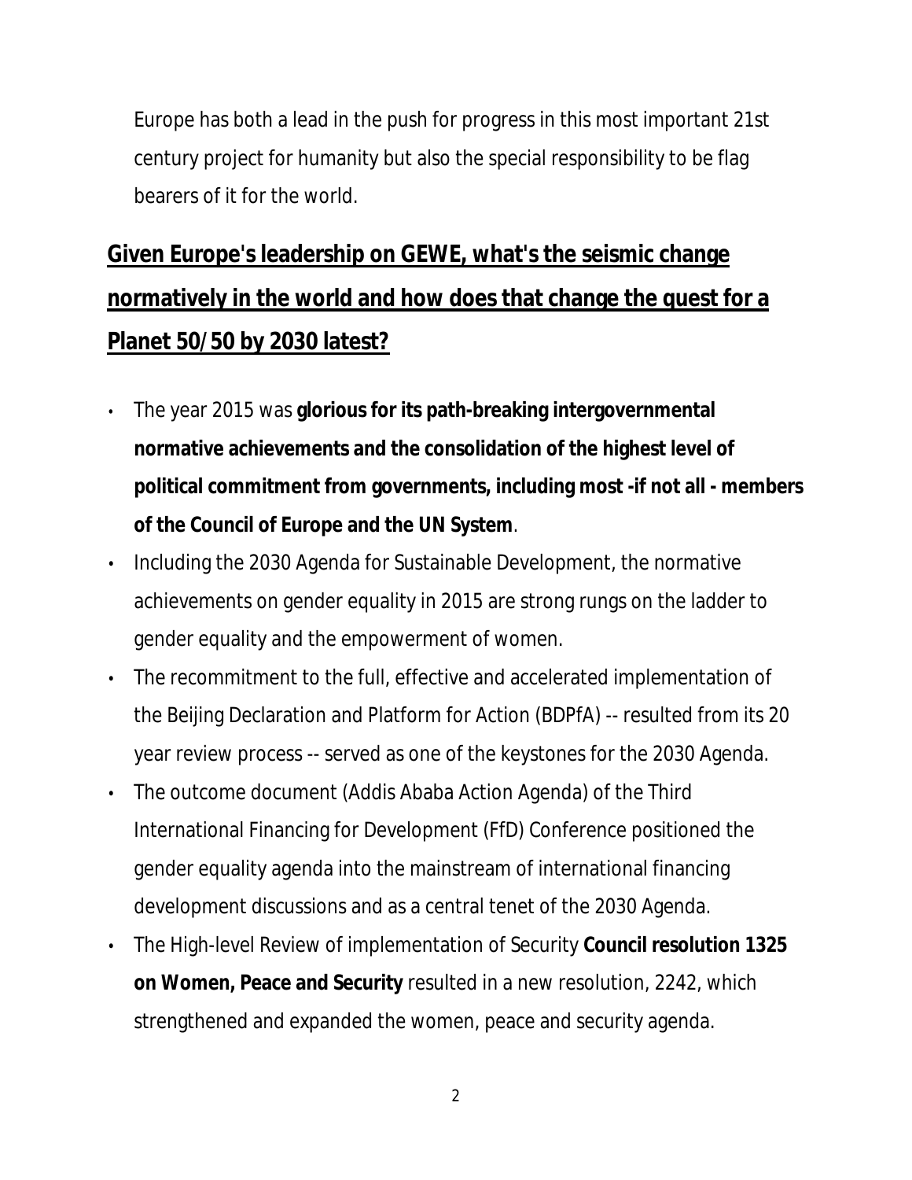Europe has both a lead in the push for progress in this most important 21st century project for humanity but also the special responsibility to be flag bearers of it for the world.

## Given Europe's leadership on GEWE, what's the seismic change normatively in the world and how does that change the quest for a Planet 50/50 by 2030 latest?

- The year 2015 was **glorious for its path-breaking intergovernmental normative achievements and the consolidation of the highest level of political commitment from governments, including most -if not all - members of the Council of Europe and the UN System**.
- Including the 2030 Agenda for Sustainable Development, the normative achievements on gender equality in 2015 are strong rungs on the ladder to gender equality and the empowerment of women.
- The recommitment to the full, effective and accelerated implementation of the Beijing Declaration and Platform for Action (BDPfA) -- resulted from its 20 year review process -- served as one of the keystones for the 2030 Agenda.
- The outcome document (Addis Ababa Action Agenda) of the Third International Financing for Development (FfD) Conference positioned the gender equality agenda into the mainstream of international financing development discussions and as a central tenet of the 2030 Agenda.
- The High-level Review of implementation of Security **Council resolution 1325 on Women, Peace and Security** resulted in a new resolution, 2242, which strengthened and expanded the women, peace and security agenda.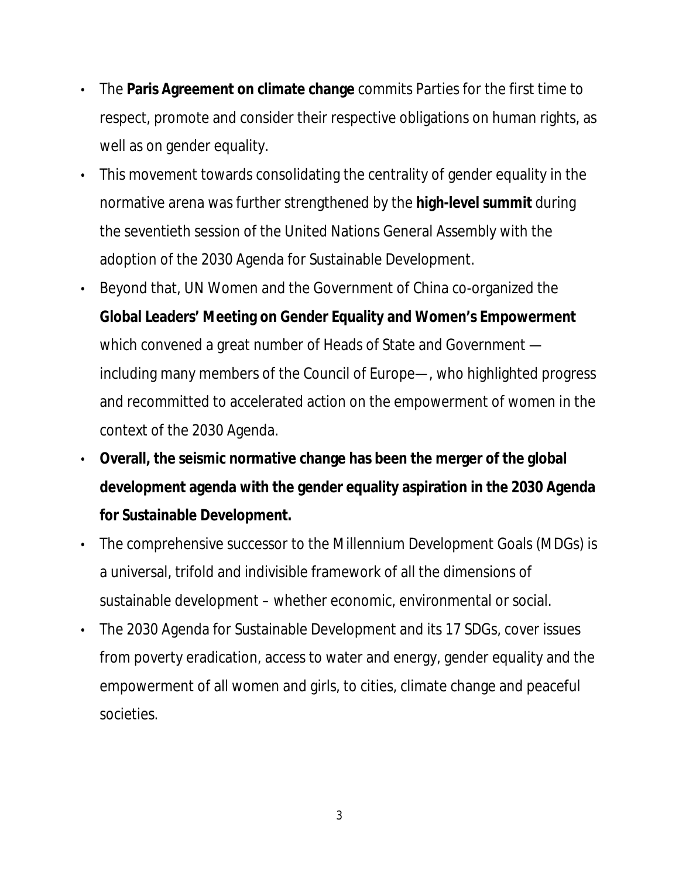- The **Paris Agreement on climate change** commits Parties for the first time to respect, promote and consider their respective obligations on human rights, as well as on gender equality.
- This movement towards consolidating the centrality of gender equality in the normative arena was further strengthened by the **high-level summit** during the seventieth session of the United Nations General Assembly with the adoption of the 2030 Agenda for Sustainable Development.
- Beyond that, UN Women and the Government of China co-organized the **Global Leaders' Meeting on Gender Equality and Women's Empowerment** which convened a great number of Heads of State and Government — including many members of the Council of Europe—, who highlighted progress and recommitted to accelerated action on the empowerment of women in the context of the 2030 Agenda.
- **Overall, the seismic normative change has been the merger of the global development agenda with the gender equality aspiration in the 2030 Agenda for Sustainable Development.**
- The comprehensive successor to the Millennium Development Goals (MDGs) is a universal, trifold and indivisible framework of all the dimensions of sustainable development – whether economic, environmental or social.
- The 2030 Agenda for Sustainable Development and its 17 SDGs, cover issues from poverty eradication, access to water and energy, gender equality and the empowerment of all women and girls, to cities, climate change and peaceful societies.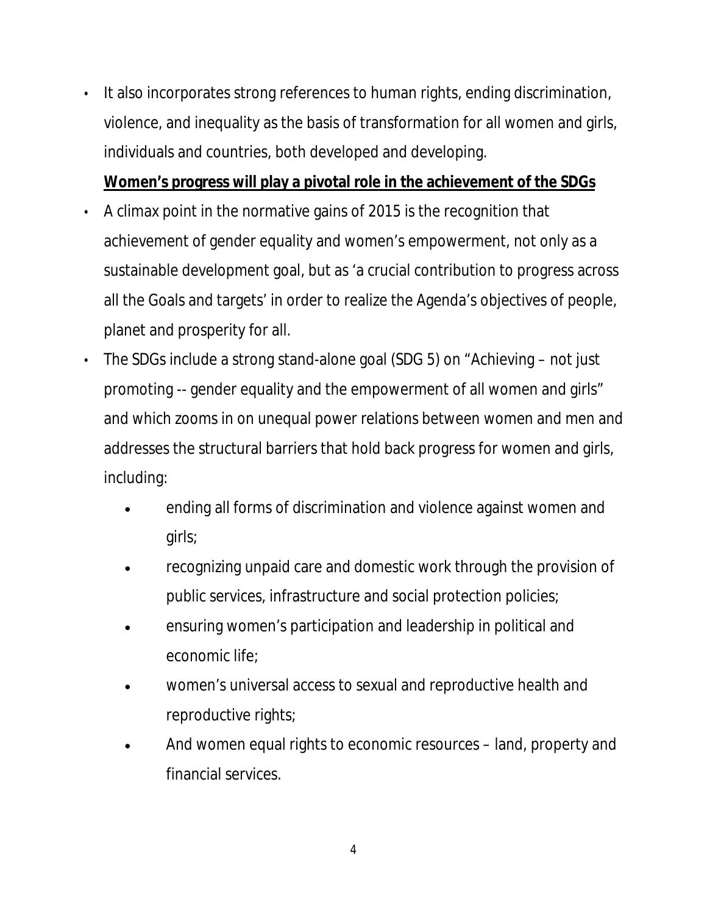- It also incorporates strong references to human rights, ending discrimination, violence, and inequality as the basis of transformation for all women and girls, individuals and countries, both developed and developing.

**Women's progress will play a pivotal role in the achievement of the SDGs**

- A climax point in the normative gains of 2015 is the recognition that achievement of gender equality and women's empowerment, not only as a sustainable development goal, but as 'a crucial contribution to progress across all the Goals and targets' in order to realize the Agenda's objectives of people, planet and prosperity for all.
- The SDGs include a strong stand-alone goal (SDG 5) on "Achieving – not just promoting -- gender equality and the empowerment of all women and girls" and which zooms in on unequal power relations between women and men and addresses the structural barriers that hold back progress for women and girls, including:
  - ending all forms of discrimination and violence against women and girls;
  - recognizing unpaid care and domestic work through the provision of public services, infrastructure and social protection policies;
  - ensuring women's participation and leadership in political and economic life;
  - women's universal access to sexual and reproductive health and reproductive rights;
  - And women equal rights to economic resources – land, property and financial services.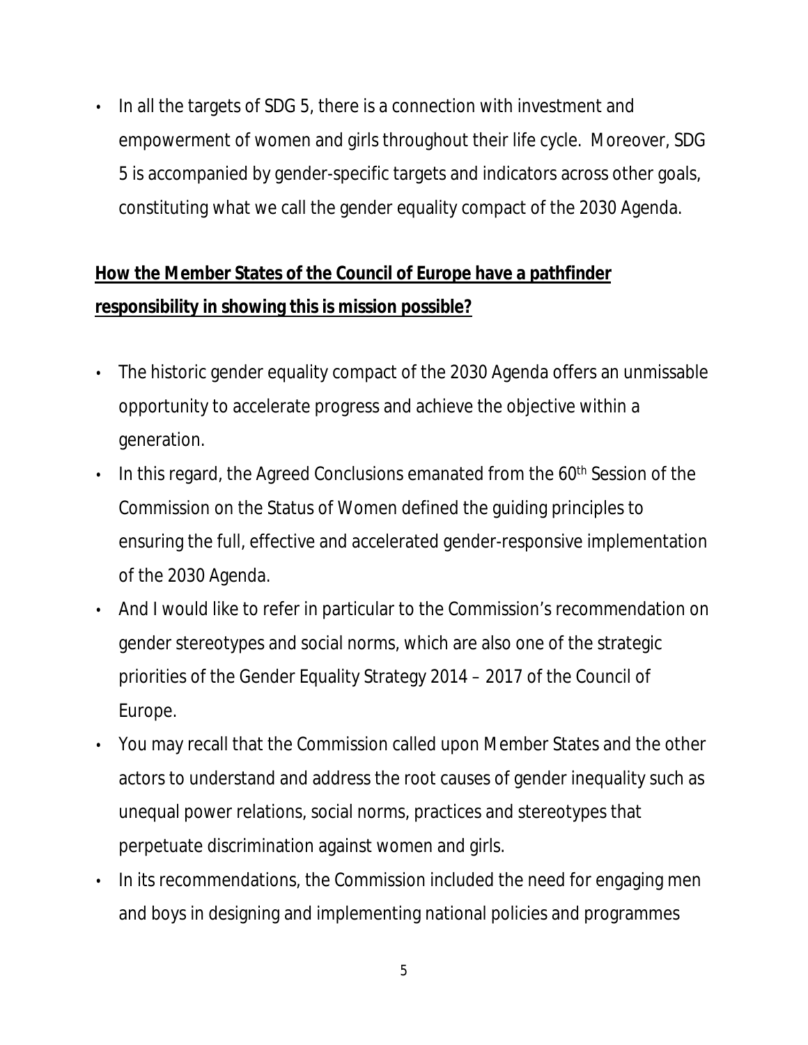- In all the targets of SDG 5, there is a connection with investment and empowerment of women and girls throughout their life cycle. Moreover, SDG 5 is accompanied by gender-specific targets and indicators across other goals, constituting what we call the gender equality compact of the 2030 Agenda.

**<u>How the Member States of the Council of Europe have a pathfinder responsibility in showing this is mission possible?</u>**

- The historic gender equality compact of the 2030 Agenda offers an unmissable opportunity to accelerate progress and achieve the objective within a generation.
- In this regard, the Agreed Conclusions emanated from the 60th Session of the Commission on the Status of Women defined the guiding principles to ensuring the full, effective and accelerated gender-responsive implementation of the 2030 Agenda.
- And I would like to refer in particular to the Commission's recommendation on gender stereotypes and social norms, which are also one of the strategic priorities of the Gender Equality Strategy 2014 – 2017 of the Council of Europe.
- You may recall that the Commission called upon Member States and the other actors to understand and address the root causes of gender inequality such as unequal power relations, social norms, practices and stereotypes that perpetuate discrimination against women and girls.
- In its recommendations, the Commission included the need for engaging men and boys in designing and implementing national policies and programmes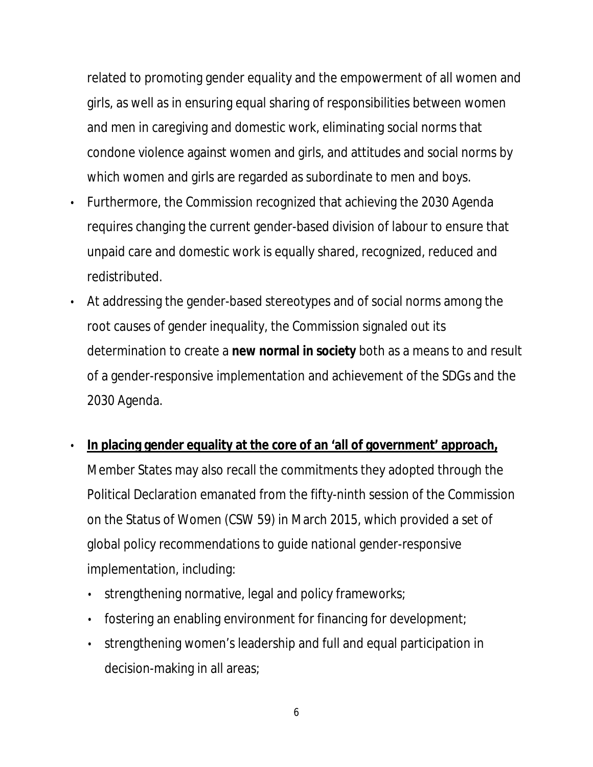related to promoting gender equality and the empowerment of all women and girls, as well as in ensuring equal sharing of responsibilities between women and men in caregiving and domestic work, eliminating social norms that condone violence against women and girls, and attitudes and social norms by which women and girls are regarded as subordinate to men and boys.

- Furthermore, the Commission recognized that achieving the 2030 Agenda requires changing the current gender-based division of labour to ensure that unpaid care and domestic work is equally shared, recognized, reduced and redistributed.
- At addressing the gender-based stereotypes and of social norms among the root causes of gender inequality, the Commission signaled out its determination to create a **new normal in society** both as a means to and result of a gender-responsive implementation and achievement of the SDGs and the 2030 Agenda.

- **<u>In placing gender equality at the core of an 'all of government' approach,</u>** Member States may also recall the commitments they adopted through the Political Declaration emanated from the fifty-ninth session of the Commission on the Status of Women (CSW 59) in March 2015, which provided a set of global policy recommendations to guide national gender-responsive implementation, including:
  - strengthening normative, legal and policy frameworks;
  - fostering an enabling environment for financing for development;
  - strengthening women's leadership and full and equal participation in decision-making in all areas;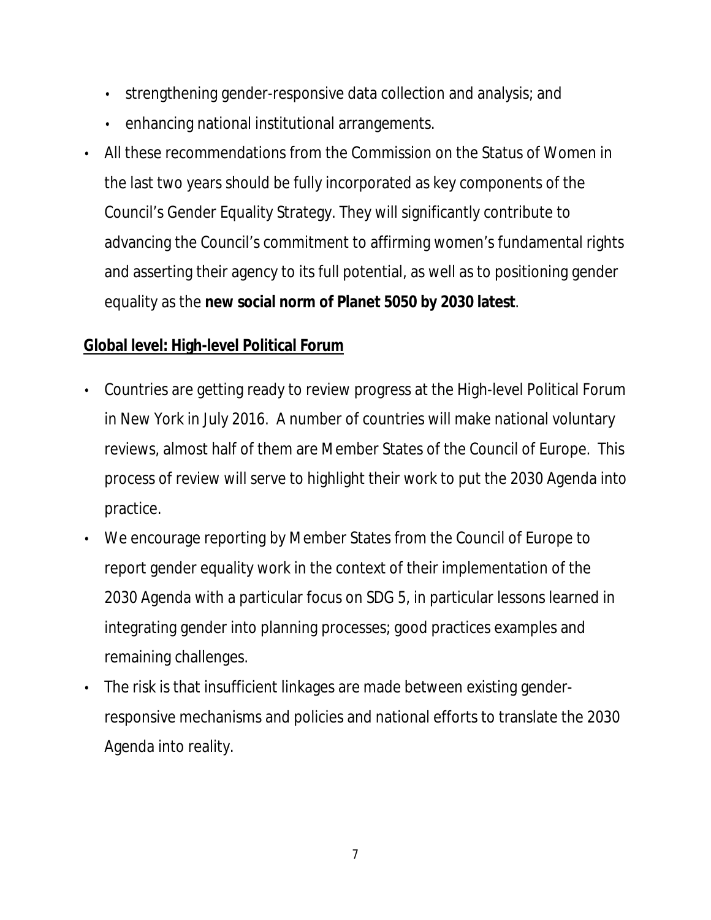- strengthening gender-responsive data collection and analysis; and
- enhancing national institutional arrangements.

- All these recommendations from the Commission on the Status of Women in the last two years should be fully incorporated as key components of the Council's Gender Equality Strategy. They will significantly contribute to advancing the Council's commitment to affirming women's fundamental rights and asserting their agency to its full potential, as well as to positioning gender equality as the **new social norm of Planet 5050 by 2030 latest**.

## Global level: High-level Political Forum

- Countries are getting ready to review progress at the High-level Political Forum in New York in July 2016. A number of countries will make national voluntary reviews, almost half of them are Member States of the Council of Europe. This process of review will serve to highlight their work to put the 2030 Agenda into practice.
- We encourage reporting by Member States from the Council of Europe to report gender equality work in the context of their implementation of the 2030 Agenda with a particular focus on SDG 5, in particular lessons learned in integrating gender into planning processes; good practices examples and remaining challenges.
- The risk is that insufficient linkages are made between existing gender-responsive mechanisms and policies and national efforts to translate the 2030 Agenda into reality.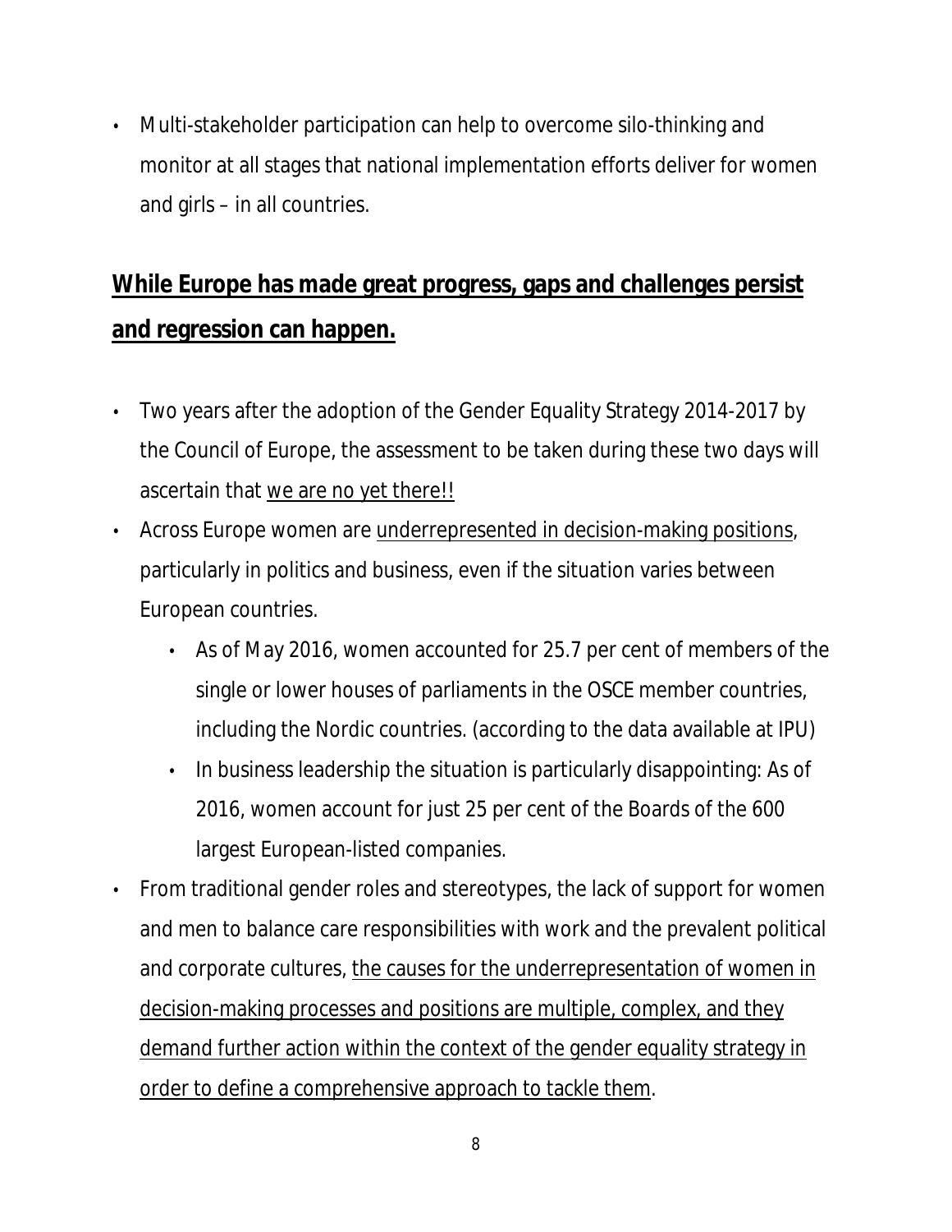- Multi-stakeholder participation can help to overcome silo-thinking and monitor at all stages that national implementation efforts deliver for women and girls – in all countries.

## <u>While Europe has made great progress, gaps and challenges persist and regression can happen.</u>

- Two years after the adoption of the Gender Equality Strategy 2014-2017 by the Council of Europe, the assessment to be taken during these two days will ascertain that <u>we are no yet there!!</u>
- Across Europe women are <u>underrepresented in decision-making positions</u>, particularly in politics and business, even if the situation varies between European countries.
    - As of May 2016, women accounted for 25.7 per cent of members of the single or lower houses of parliaments in the OSCE member countries, including the Nordic countries. (according to the data available at IPU)
    - In business leadership the situation is particularly disappointing: As of 2016, women account for just 25 per cent of the Boards of the 600 largest European-listed companies.
- From traditional gender roles and stereotypes, the lack of support for women and men to balance care responsibilities with work and the prevalent political and corporate cultures, <u>the causes for the underrepresentation of women in decision-making processes and positions are multiple, complex, and they demand further action within the context of the gender equality strategy in order to define a comprehensive approach to tackle them</u>.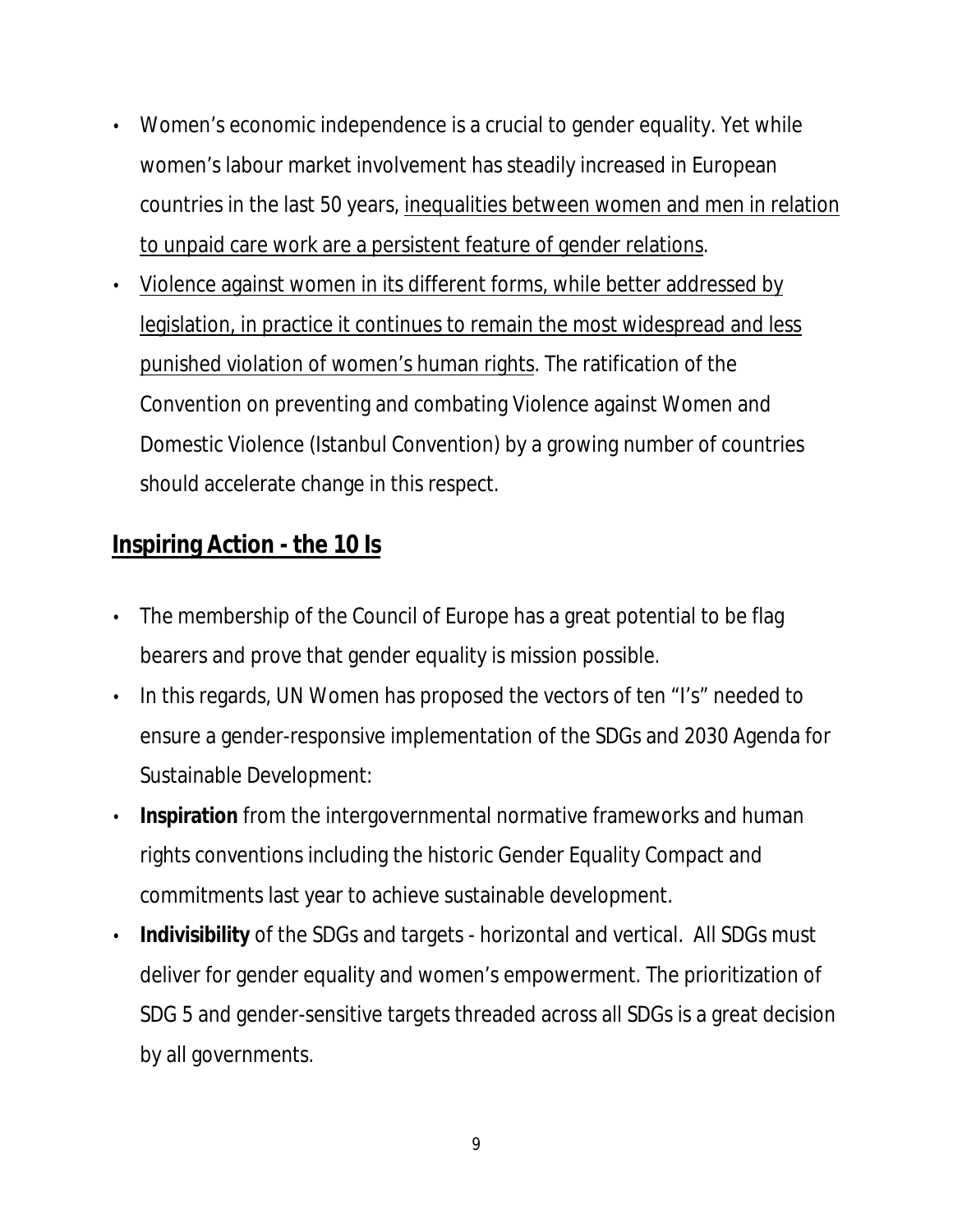- Women's economic independence is a crucial to gender equality. Yet while women's labour market involvement has steadily increased in European countries in the last 50 years, <u>inequalities between women and men in relation to unpaid care work are a persistent feature of gender relations</u>.
- <u>Violence against women in its different forms, while better addressed by legislation, in practice it continues to remain the most widespread and less punished violation of women's human rights</u>. The ratification of the Convention on preventing and combating Violence against Women and Domestic Violence (Istanbul Convention) by a growing number of countries should accelerate change in this respect.

## <u>Inspiring Action - the 10 Is</u>

- The membership of the Council of Europe has a great potential to be flag bearers and prove that gender equality is mission possible.
- In this regards, UN Women has proposed the vectors of ten "I's" needed to ensure a gender-responsive implementation of the SDGs and 2030 Agenda for Sustainable Development:
- **Inspiration** from the intergovernmental normative frameworks and human rights conventions including the historic Gender Equality Compact and commitments last year to achieve sustainable development.
- **Indivisibility** of the SDGs and targets - horizontal and vertical. All SDGs must deliver for gender equality and women's empowerment. The prioritization of SDG 5 and gender-sensitive targets threaded across all SDGs is a great decision by all governments.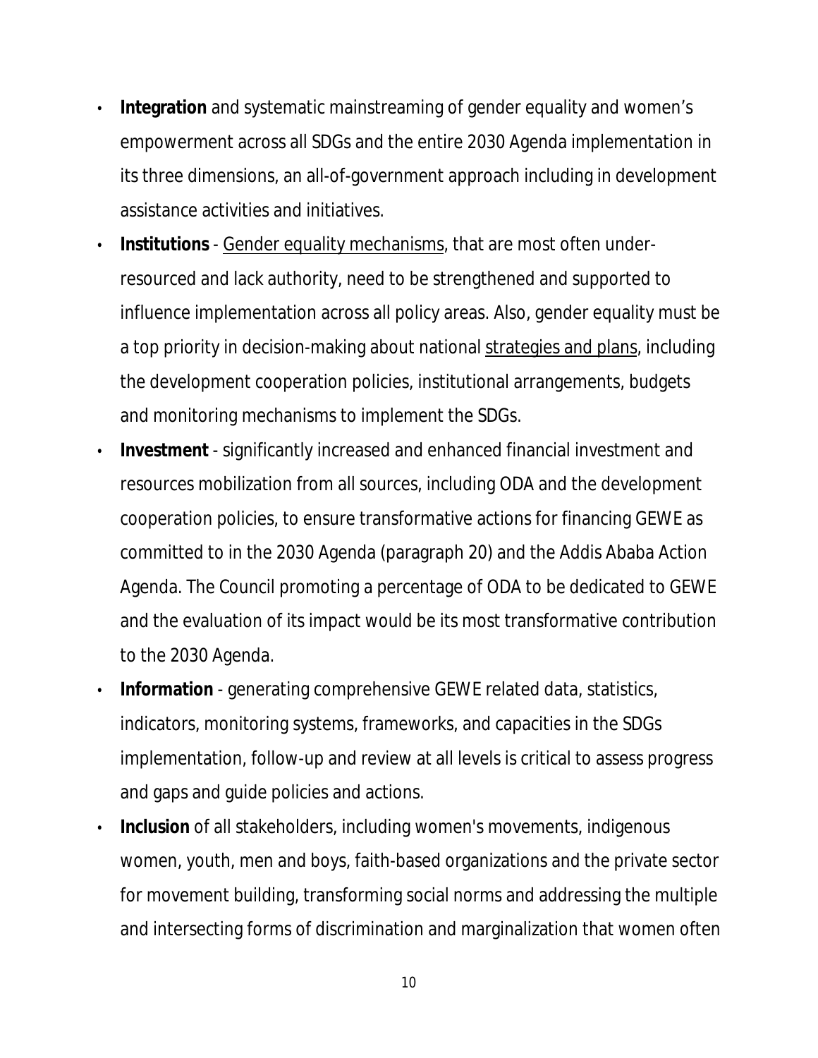- **Integration** and systematic mainstreaming of gender equality and women's empowerment across all SDGs and the entire 2030 Agenda implementation in its three dimensions, an all-of-government approach including in development assistance activities and initiatives.
- **Institutions** - Gender equality mechanisms, that are most often under-resourced and lack authority, need to be strengthened and supported to influence implementation across all policy areas. Also, gender equality must be a top priority in decision-making about national strategies and plans, including the development cooperation policies, institutional arrangements, budgets and monitoring mechanisms to implement the SDGs.
- **Investment** - significantly increased and enhanced financial investment and resources mobilization from all sources, including ODA and the development cooperation policies, to ensure transformative actions for financing GEWE as committed to in the 2030 Agenda (paragraph 20) and the Addis Ababa Action Agenda. The Council promoting a percentage of ODA to be dedicated to GEWE and the evaluation of its impact would be its most transformative contribution to the 2030 Agenda.
- **Information** - generating comprehensive GEWE related data, statistics, indicators, monitoring systems, frameworks, and capacities in the SDGs implementation, follow-up and review at all levels is critical to assess progress and gaps and guide policies and actions.
- **Inclusion** of all stakeholders, including women's movements, indigenous women, youth, men and boys, faith-based organizations and the private sector for movement building, transforming social norms and addressing the multiple and intersecting forms of discrimination and marginalization that women often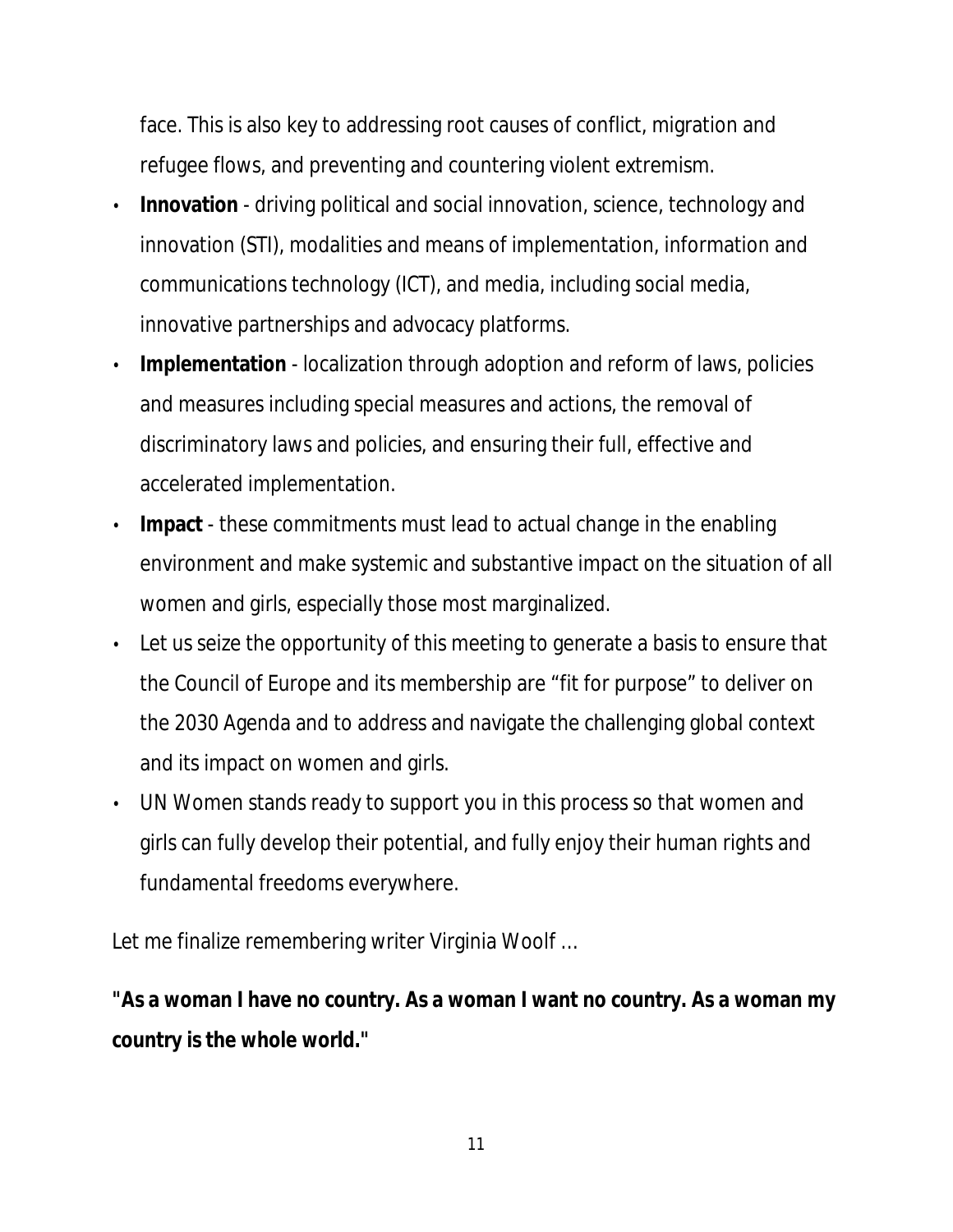face. This is also key to addressing root causes of conflict, migration and refugee flows, and preventing and countering violent extremism.

- **Innovation** - driving political and social innovation, science, technology and innovation (STI), modalities and means of implementation, information and communications technology (ICT), and media, including social media, innovative partnerships and advocacy platforms.
- **Implementation** - localization through adoption and reform of laws, policies and measures including special measures and actions, the removal of discriminatory laws and policies, and ensuring their full, effective and accelerated implementation.
- **Impact** - these commitments must lead to actual change in the enabling environment and make systemic and substantive impact on the situation of all women and girls, especially those most marginalized.
- Let us seize the opportunity of this meeting to generate a basis to ensure that the Council of Europe and its membership are "fit for purpose" to deliver on the 2030 Agenda and to address and navigate the challenging global context and its impact on women and girls.
- UN Women stands ready to support you in this process so that women and girls can fully develop their potential, and fully enjoy their human rights and fundamental freedoms everywhere.

Let me finalize remembering writer Virginia Woolf …

**"As a woman I have no country. As a woman I want no country. As a woman my country is the whole world."**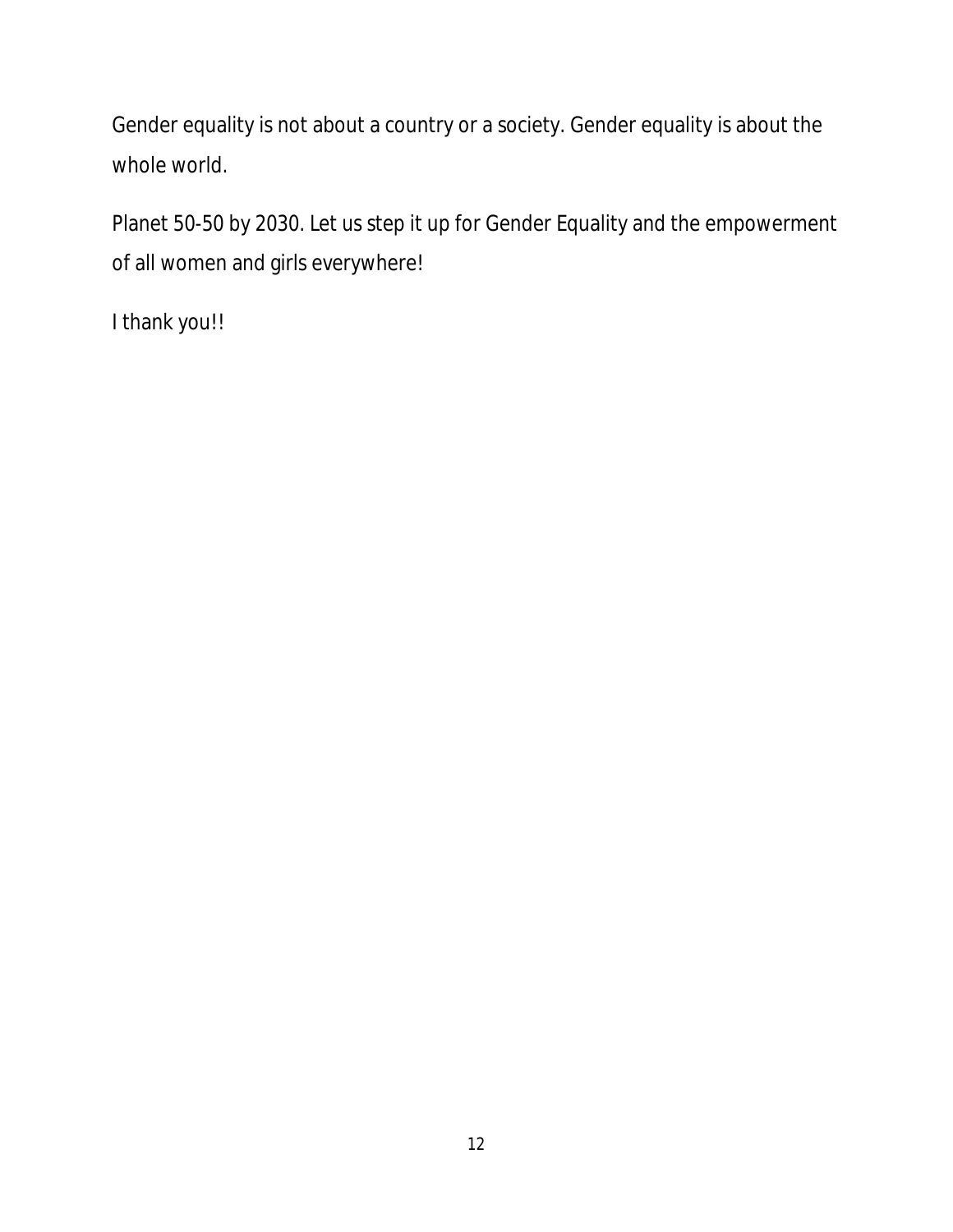Gender equality is not about a country or a society. Gender equality is about the whole world.

Planet 50-50 by 2030. Let us step it up for Gender Equality and the empowerment of all women and girls everywhere!

I thank you!!